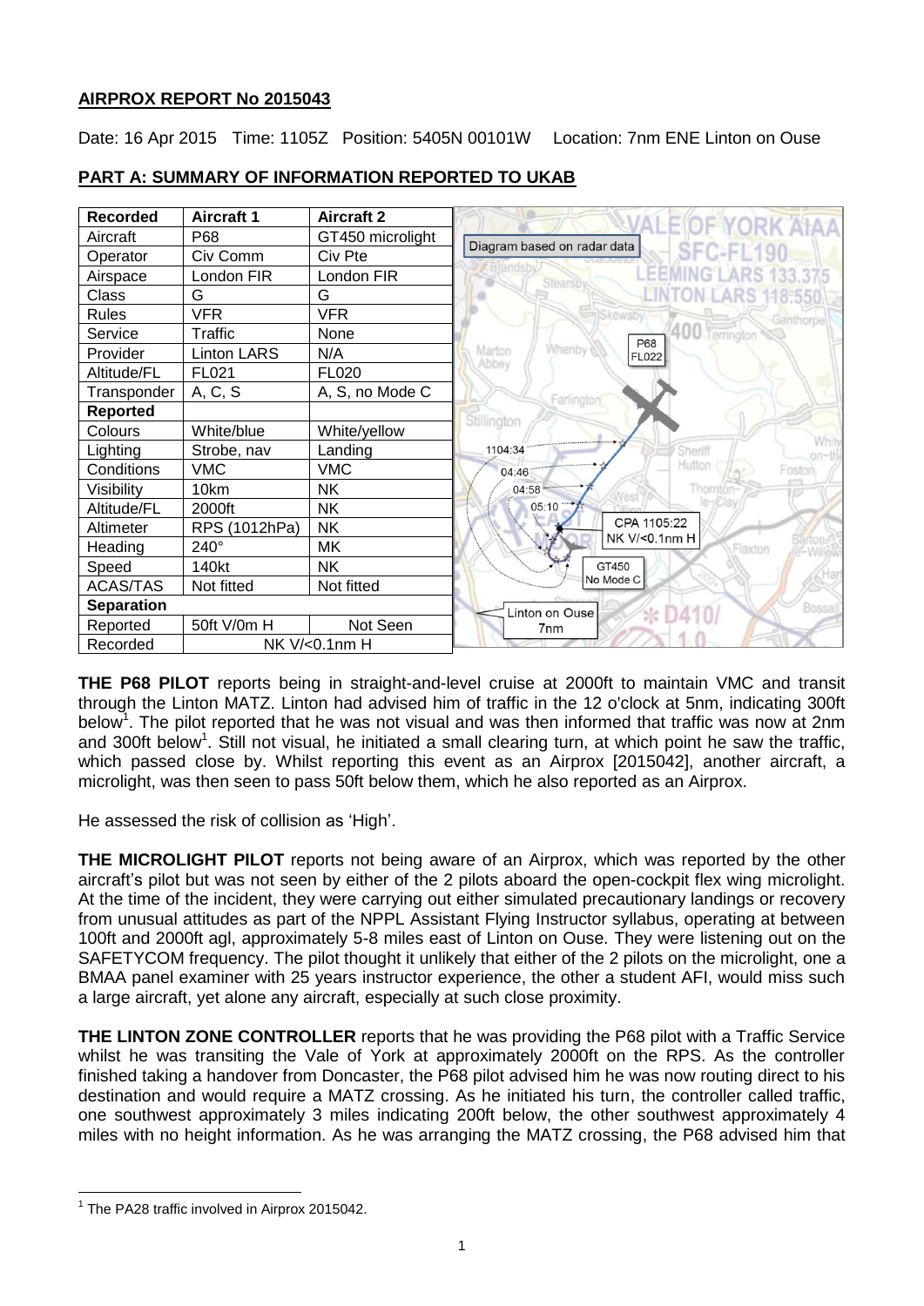**AIRPROX REPORT No 2015043**

Date: 16 Apr 2015 Time: 1105Z Position: 5405N 00101W Location: 7nm ENE Linton on Ouse

**PART A: SUMMARY OF INFORMATION REPORTED TO UKAB**

| Recorded | Aircraft 1 | Aircraft 2 |
|---|---|---|
| Aircraft | P68 | GT450 microlight |
| Operator | Civ Comm | Civ Pte |
| Airspace | London FIR | London FIR |
| Class | G | G |
| Rules | VFR | VFR |
| Service | Traffic | None |
| Provider | Linton LARS | N/A |
| Altitude/FL | FL021 | FL020 |
| Transponder | A, C, S | A, S, no Mode C |
| **Reported** | | |
| Colours | White/blue | White/yellow |
| Lighting | Strobe, nav | Landing |
| Conditions | VMC | VMC |
| Visibility | 10km | NK |
| Altitude/FL | 2000ft | NK |
| Altimeter | RPS (1012hPa) | NK |
| Heading | 240° | MK |
| Speed | 140kt | NK |
| ACAS/TAS | Not fitted | Not fitted |
| **Separation** | | |
| Reported | 50ft V/0m H | Not Seen |
| Recorded | NK V/<0.1nm H | |

**THE P68 PILOT** reports being in straight-and-level cruise at 2000ft to maintain VMC and transit through the Linton MATZ. Linton had advised him of traffic in the 12 o'clock at 5nm, indicating 300ft below[1]. The pilot reported that he was not visual and was then informed that traffic was now at 2nm and 300ft below[1]. Still not visual, he initiated a small clearing turn, at which point he saw the traffic, which passed close by. Whilst reporting this event as an Airprox [2015042], another aircraft, a microlight, was then seen to pass 50ft below them, which he also reported as an Airprox.

He assessed the risk of collision as 'High'.

**THE MICROLIGHT PILOT** reports not being aware of an Airprox, which was reported by the other aircraft's pilot but was not seen by either of the 2 pilots aboard the open-cockpit flex wing microlight. At the time of the incident, they were carrying out either simulated precautionary landings or recovery from unusual attitudes as part of the NPPL Assistant Flying Instructor syllabus, operating at between 100ft and 2000ft agl, approximately 5-8 miles east of Linton on Ouse. They were listening out on the SAFETYCOM frequency. The pilot thought it unlikely that either of the 2 pilots on the microlight, one a BMAA panel examiner with 25 years instructor experience, the other a student AFI, would miss such a large aircraft, yet alone any aircraft, especially at such close proximity.

**THE LINTON ZONE CONTROLLER** reports that he was providing the P68 pilot with a Traffic Service whilst he was transiting the Vale of York at approximately 2000ft on the RPS. As the controller finished taking a handover from Doncaster, the P68 pilot advised him he was now routing direct to his destination and would require a MATZ crossing. As he initiated his turn, the controller called traffic, one southwest approximately 3 miles indicating 200ft below, the other southwest approximately 4 miles with no height information. As he was arranging the MATZ crossing, the P68 advised him that

[1] The PA28 traffic involved in Airprox 2015042.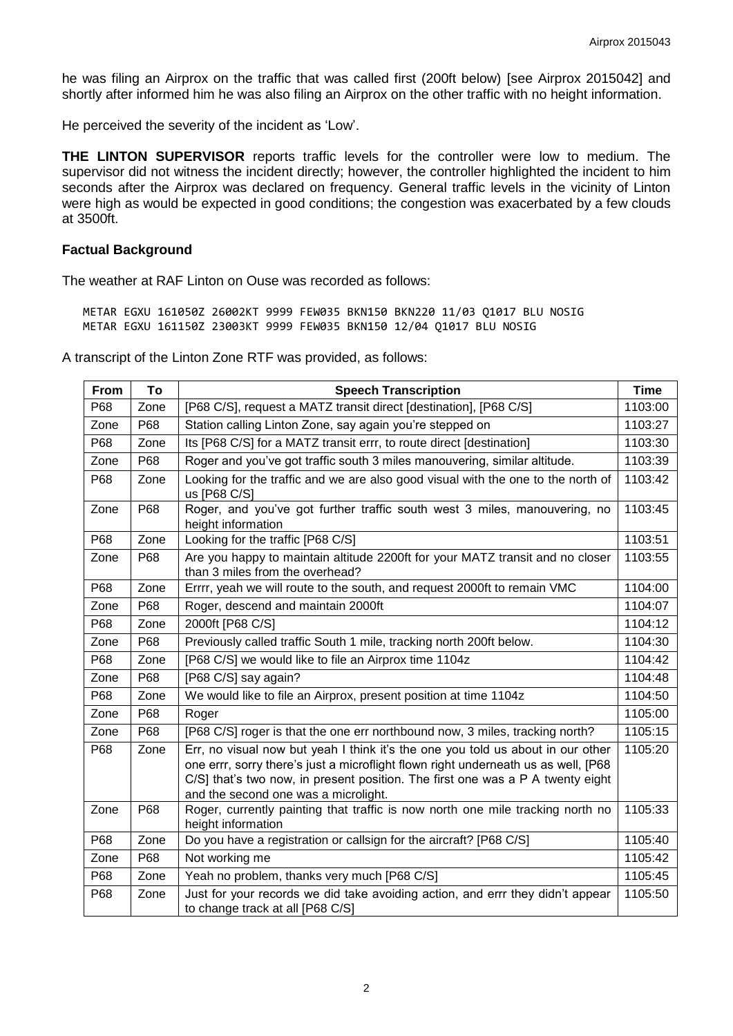he was filing an Airprox on the traffic that was called first (200ft below) [see Airprox 2015042] and shortly after informed him he was also filing an Airprox on the other traffic with no height information.

He perceived the severity of the incident as 'Low'.

**THE LINTON SUPERVISOR** reports traffic levels for the controller were low to medium. The supervisor did not witness the incident directly; however, the controller highlighted the incident to him seconds after the Airprox was declared on frequency. General traffic levels in the vicinity of Linton were high as would be expected in good conditions; the congestion was exacerbated by a few clouds at 3500ft.

### Factual Background

The weather at RAF Linton on Ouse was recorded as follows:

```
METAR EGXU 161050Z 26002KT 9999 FEW035 BKN150 BKN220 11/03 Q1017 BLU NOSIG
METAR EGXU 161150Z 23003KT 9999 FEW035 BKN150 12/04 Q1017 BLU NOSIG
```

A transcript of the Linton Zone RTF was provided, as follows:

| From | To | Speech Transcription | Time |
|---|---|---|---|
| P68 | Zone | [P68 C/S], request a MATZ transit direct [destination], [P68 C/S] | 1103:00 |
| Zone | P68 | Station calling Linton Zone, say again you're stepped on | 1103:27 |
| P68 | Zone | Its [P68 C/S] for a MATZ transit errr, to route direct [destination] | 1103:30 |
| Zone | P68 | Roger and you've got traffic south 3 miles manouvering, similar altitude. | 1103:39 |
| P68 | Zone | Looking for the traffic and we are also good visual with the one to the north of us [P68 C/S] | 1103:42 |
| Zone | P68 | Roger, and you've got further traffic south west 3 miles, manouvering, no height information | 1103:45 |
| P68 | Zone | Looking for the traffic [P68 C/S] | 1103:51 |
| Zone | P68 | Are you happy to maintain altitude 2200ft for your MATZ transit and no closer than 3 miles from the overhead? | 1103:55 |
| P68 | Zone | Errrr, yeah we will route to the south, and request 2000ft to remain VMC | 1104:00 |
| Zone | P68 | Roger, descend and maintain 2000ft | 1104:07 |
| P68 | Zone | 2000ft [P68 C/S] | 1104:12 |
| Zone | P68 | Previously called traffic South 1 mile, tracking north 200ft below. | 1104:30 |
| P68 | Zone | [P68 C/S] we would like to file an Airprox time 1104z | 1104:42 |
| Zone | P68 | [P68 C/S] say again? | 1104:48 |
| P68 | Zone | We would like to file an Airprox, present position at time 1104z | 1104:50 |
| Zone | P68 | Roger | 1105:00 |
| Zone | P68 | [P68 C/S] roger is that the one err northbound now, 3 miles, tracking north? | 1105:15 |
| P68 | Zone | Err, no visual now but yeah I think it's the one you told us about in our other one errr, sorry there's just a microflight flown right underneath us as well, [P68 C/S] that's two now, in present position. The first one was a P A twenty eight and the second one was a microlight. | 1105:20 |
| Zone | P68 | Roger, currently painting that traffic is now north one mile tracking north no height information | 1105:33 |
| P68 | Zone | Do you have a registration or callsign for the aircraft? [P68 C/S] | 1105:40 |
| Zone | P68 | Not working me | 1105:42 |
| P68 | Zone | Yeah no problem, thanks very much [P68 C/S] | 1105:45 |
| P68 | Zone | Just for your records we did take avoiding action, and errr they didn't appear to change track at all [P68 C/S] | 1105:50 |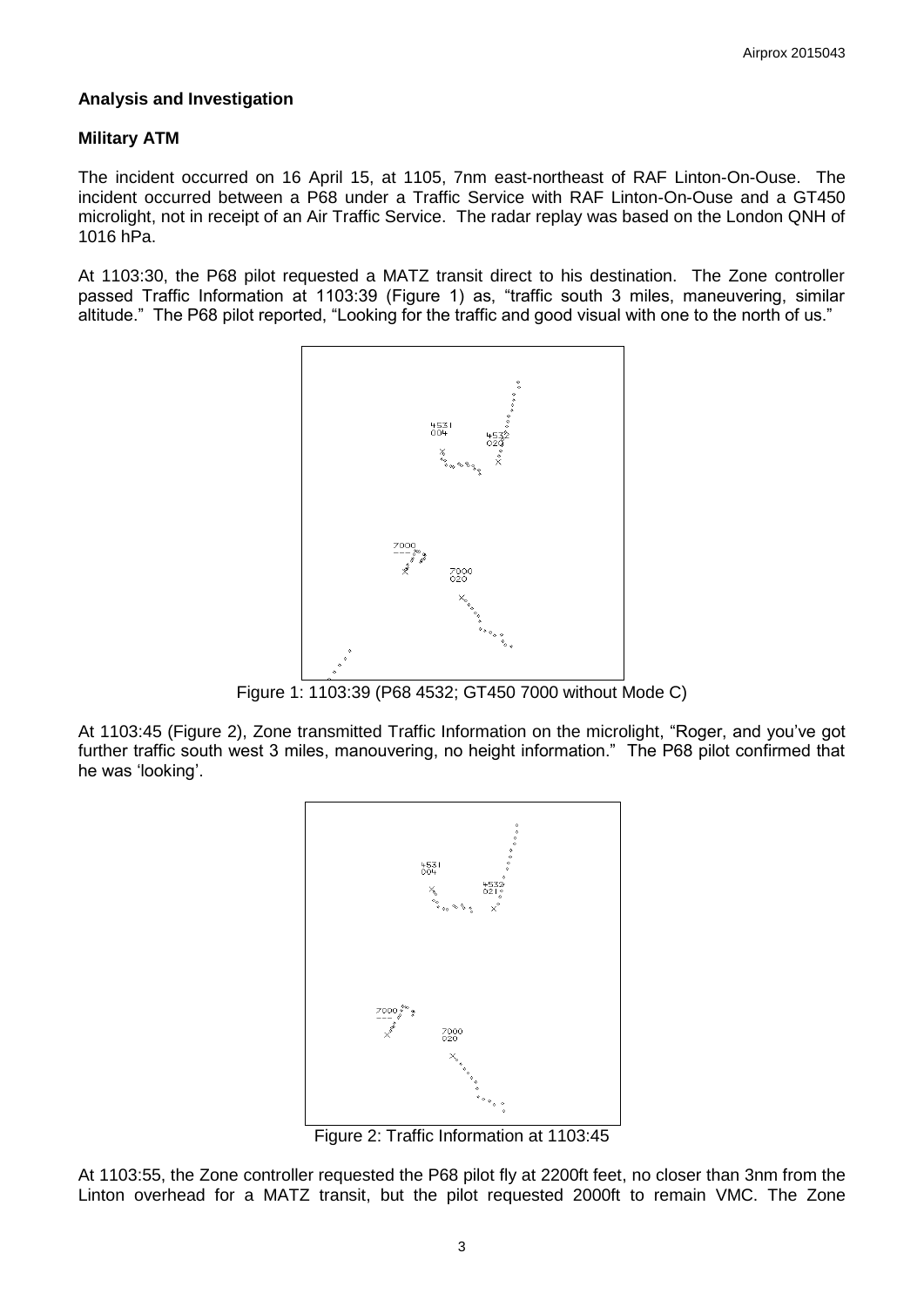## Analysis and Investigation

### Military ATM

The incident occurred on 16 April 15, at 1105, 7nm east-northeast of RAF Linton-On-Ouse. The incident occurred between a P68 under a Traffic Service with RAF Linton-On-Ouse and a GT450 microlight, not in receipt of an Air Traffic Service. The radar replay was based on the London QNH of 1016 hPa.

At 1103:30, the P68 pilot requested a MATZ transit direct to his destination. The Zone controller passed Traffic Information at 1103:39 (Figure 1) as, "traffic south 3 miles, maneuvering, similar altitude." The P68 pilot reported, "Looking for the traffic and good visual with one to the north of us."

Figure 1: 1103:39 (P68 4532; GT450 7000 without Mode C)

At 1103:45 (Figure 2), Zone transmitted Traffic Information on the microlight, "Roger, and you've got further traffic south west 3 miles, manouvering, no height information." The P68 pilot confirmed that he was 'looking'.

Figure 2: Traffic Information at 1103:45

At 1103:55, the Zone controller requested the P68 pilot fly at 2200ft feet, no closer than 3nm from the Linton overhead for a MATZ transit, but the pilot requested 2000ft to remain VMC. The Zone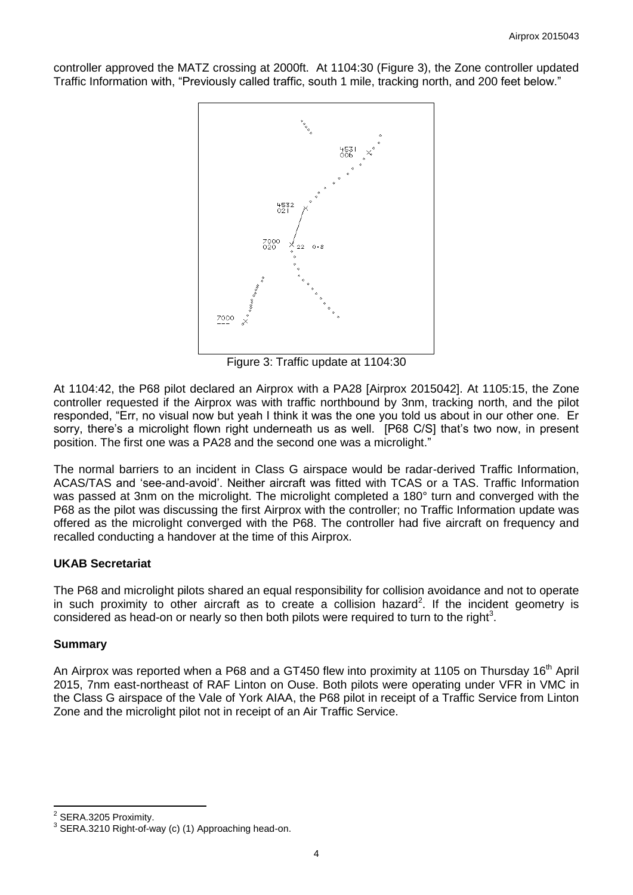controller approved the MATZ crossing at 2000ft. At 1104:30 (Figure 3), the Zone controller updated Traffic Information with, "Previously called traffic, south 1 mile, tracking north, and 200 feet below."

Figure 3: Traffic update at 1104:30

At 1104:42, the P68 pilot declared an Airprox with a PA28 [Airprox 2015042]. At 1105:15, the Zone controller requested if the Airprox was with traffic northbound by 3nm, tracking north, and the pilot responded, "Err, no visual now but yeah I think it was the one you told us about in our other one. Er sorry, there's a microlight flown right underneath us as well. [P68 C/S] that's two now, in present position. The first one was a PA28 and the second one was a microlight."

The normal barriers to an incident in Class G airspace would be radar-derived Traffic Information, ACAS/TAS and 'see-and-avoid'. Neither aircraft was fitted with TCAS or a TAS. Traffic Information was passed at 3nm on the microlight. The microlight completed a 180° turn and converged with the P68 as the pilot was discussing the first Airprox with the controller; no Traffic Information update was offered as the microlight converged with the P68. The controller had five aircraft on frequency and recalled conducting a handover at the time of this Airprox.

### UKAB Secretariat

The P68 and microlight pilots shared an equal responsibility for collision avoidance and not to operate in such proximity to other aircraft as to create a collision hazard[2]. If the incident geometry is considered as head-on or nearly so then both pilots were required to turn to the right[3].

### Summary

An Airprox was reported when a P68 and a GT450 flew into proximity at 1105 on Thursday 16th April 2015, 7nm east-northeast of RAF Linton on Ouse. Both pilots were operating under VFR in VMC in the Class G airspace of the Vale of York AIAA, the P68 pilot in receipt of a Traffic Service from Linton Zone and the microlight pilot not in receipt of an Air Traffic Service.

[2] SERA.3205 Proximity.

[3] SERA.3210 Right-of-way (c) (1) Approaching head-on.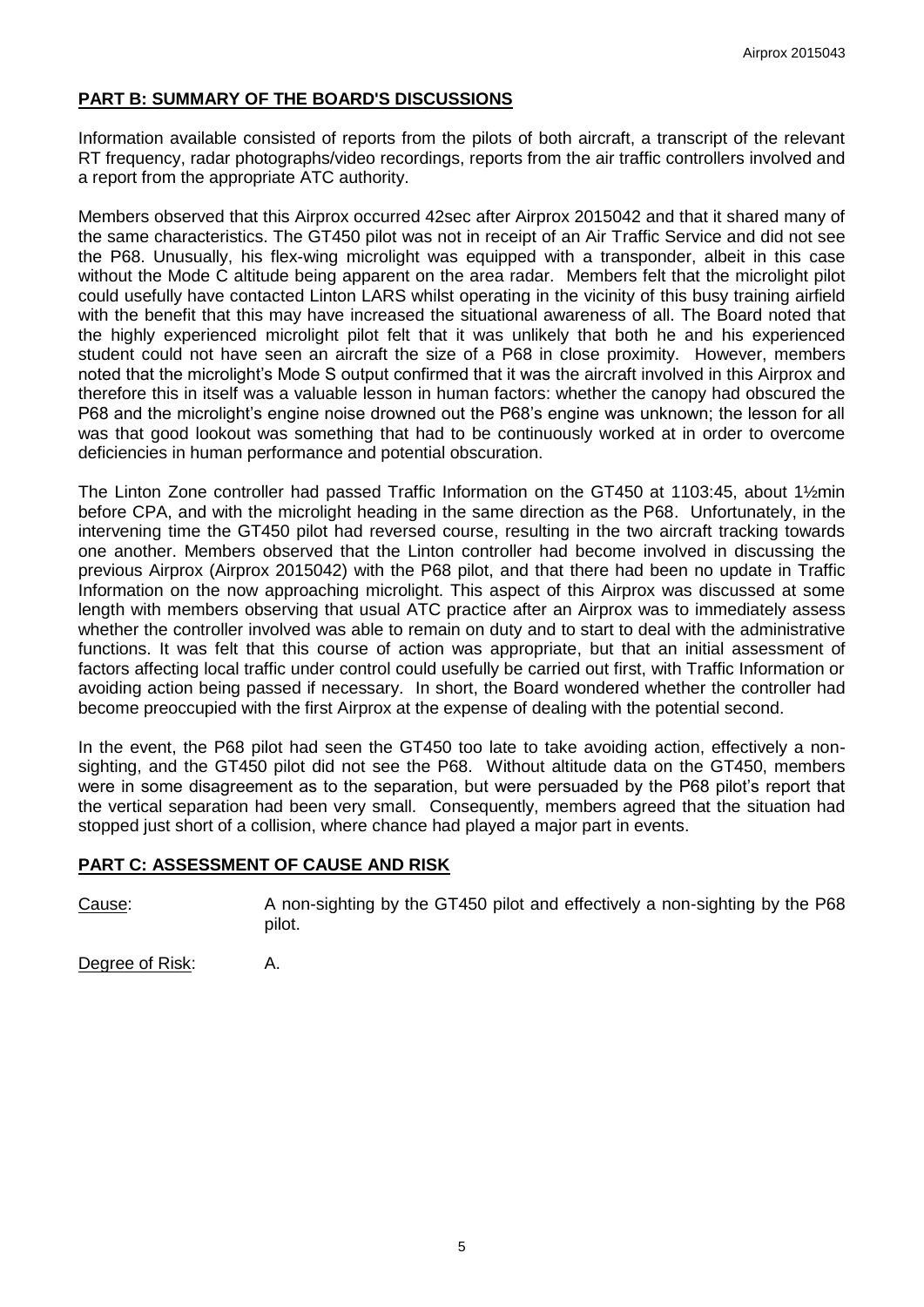## PART B: SUMMARY OF THE BOARD'S DISCUSSIONS

Information available consisted of reports from the pilots of both aircraft, a transcript of the relevant RT frequency, radar photographs/video recordings, reports from the air traffic controllers involved and a report from the appropriate ATC authority.

Members observed that this Airprox occurred 42sec after Airprox 2015042 and that it shared many of the same characteristics. The GT450 pilot was not in receipt of an Air Traffic Service and did not see the P68. Unusually, his flex-wing microlight was equipped with a transponder, albeit in this case without the Mode C altitude being apparent on the area radar. Members felt that the microlight pilot could usefully have contacted Linton LARS whilst operating in the vicinity of this busy training airfield with the benefit that this may have increased the situational awareness of all. The Board noted that the highly experienced microlight pilot felt that it was unlikely that both he and his experienced student could not have seen an aircraft the size of a P68 in close proximity. However, members noted that the microlight's Mode S output confirmed that it was the aircraft involved in this Airprox and therefore this in itself was a valuable lesson in human factors: whether the canopy had obscured the P68 and the microlight's engine noise drowned out the P68's engine was unknown; the lesson for all was that good lookout was something that had to be continuously worked at in order to overcome deficiencies in human performance and potential obscuration.

The Linton Zone controller had passed Traffic Information on the GT450 at 1103:45, about 1½min before CPA, and with the microlight heading in the same direction as the P68. Unfortunately, in the intervening time the GT450 pilot had reversed course, resulting in the two aircraft tracking towards one another. Members observed that the Linton controller had become involved in discussing the previous Airprox (Airprox 2015042) with the P68 pilot, and that there had been no update in Traffic Information on the now approaching microlight. This aspect of this Airprox was discussed at some length with members observing that usual ATC practice after an Airprox was to immediately assess whether the controller involved was able to remain on duty and to start to deal with the administrative functions. It was felt that this course of action was appropriate, but that an initial assessment of factors affecting local traffic under control could usefully be carried out first, with Traffic Information or avoiding action being passed if necessary. In short, the Board wondered whether the controller had become preoccupied with the first Airprox at the expense of dealing with the potential second.

In the event, the P68 pilot had seen the GT450 too late to take avoiding action, effectively a non-sighting, and the GT450 pilot did not see the P68. Without altitude data on the GT450, members were in some disagreement as to the separation, but were persuaded by the P68 pilot's report that the vertical separation had been very small. Consequently, members agreed that the situation had stopped just short of a collision, where chance had played a major part in events.

## PART C: ASSESSMENT OF CAUSE AND RISK

Cause: A non-sighting by the GT450 pilot and effectively a non-sighting by the P68 pilot.

Degree of Risk: A.